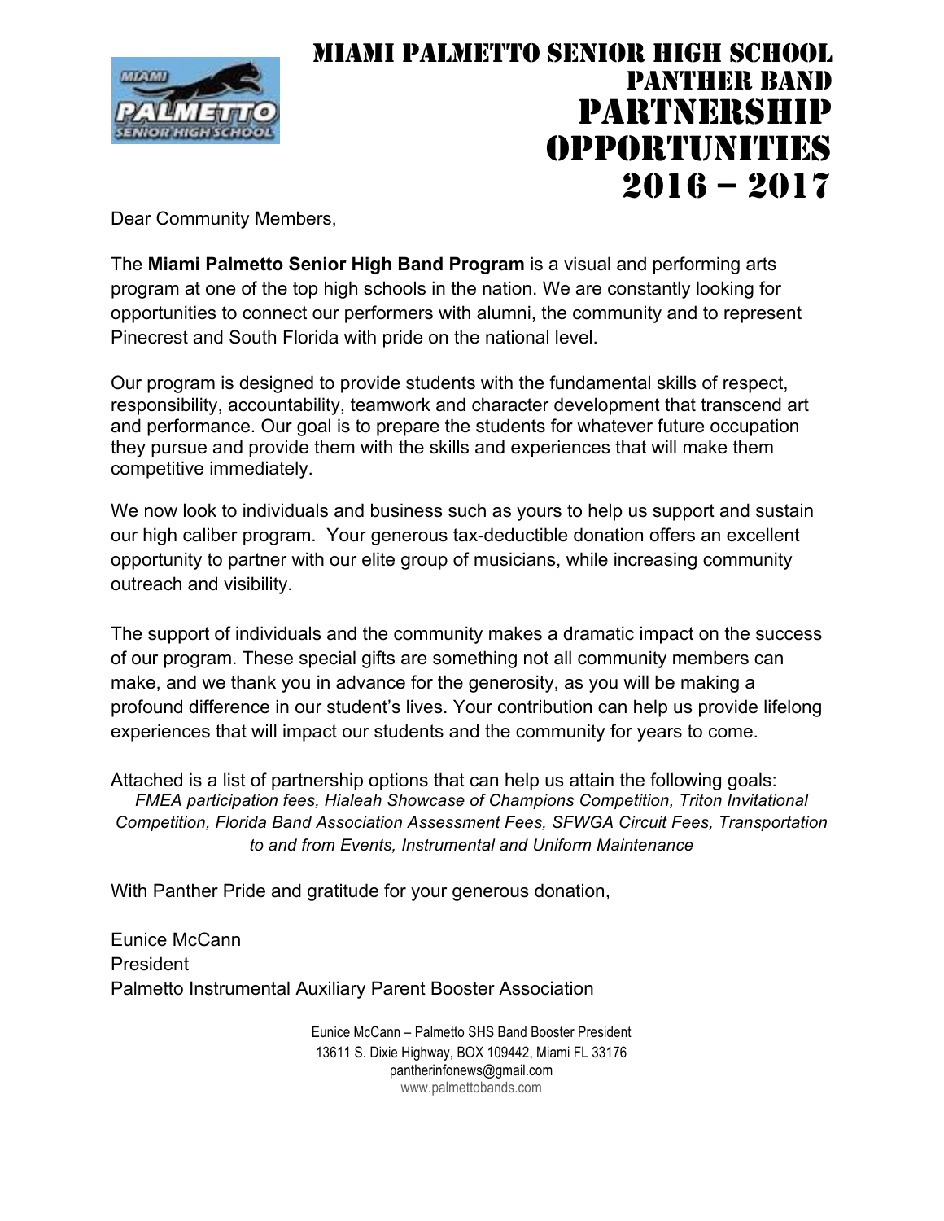# Miami Palmetto Senior High School Panther Band

# Partnership Opportunities 2016 – 2017

Dear Community Members,

The **Miami Palmetto Senior High Band Program** is a visual and performing arts program at one of the top high schools in the nation. We are constantly looking for opportunities to connect our performers with alumni, the community and to represent Pinecrest and South Florida with pride on the national level.

Our program is designed to provide students with the fundamental skills of respect, responsibility, accountability, teamwork and character development that transcend art and performance. Our goal is to prepare the students for whatever future occupation they pursue and provide them with the skills and experiences that will make them competitive immediately.

We now look to individuals and business such as yours to help us support and sustain our high caliber program. Your generous tax-deductible donation offers an excellent opportunity to partner with our elite group of musicians, while increasing community outreach and visibility.

The support of individuals and the community makes a dramatic impact on the success of our program. These special gifts are something not all community members can make, and we thank you in advance for the generosity, as you will be making a profound difference in our student's lives. Your contribution can help us provide lifelong experiences that will impact our students and the community for years to come.

Attached is a list of partnership options that can help us attain the following goals:

*FMEA participation fees, Hialeah Showcase of Champions Competition, Triton Invitational Competition, Florida Band Association Assessment Fees, SFWGA Circuit Fees, Transportation to and from Events, Instrumental and Uniform Maintenance*

With Panther Pride and gratitude for your generous donation,

Eunice McCann
President
Palmetto Instrumental Auxiliary Parent Booster Association

Eunice McCann – Palmetto SHS Band Booster President
13611 S. Dixie Highway, BOX 109442, Miami FL 33176
pantherinfonews@gmail.com
www.palmettobands.com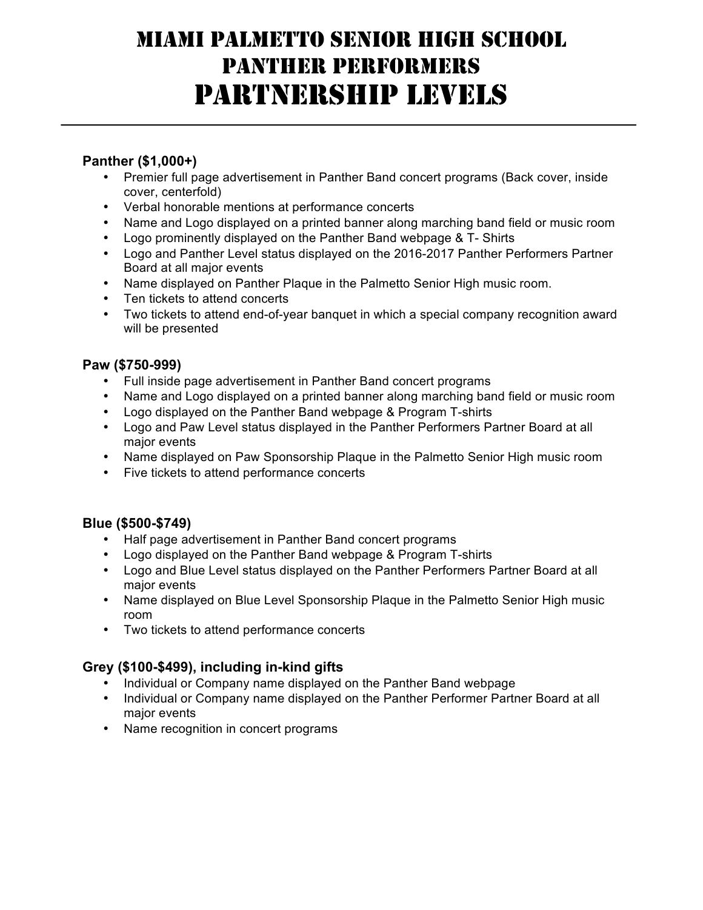# Miami Palmetto Senior High School
# Panther Performers
# Partnership Levels

---

**Panther ($1,000+)**

- Premier full page advertisement in Panther Band concert programs (Back cover, inside cover, centerfold)
- Verbal honorable mentions at performance concerts
- Name and Logo displayed on a printed banner along marching band field or music room
- Logo prominently displayed on the Panther Band webpage & T- Shirts
- Logo and Panther Level status displayed on the 2016-2017 Panther Performers Partner Board at all major events
- Name displayed on Panther Plaque in the Palmetto Senior High music room.
- Ten tickets to attend concerts
- Two tickets to attend end-of-year banquet in which a special company recognition award will be presented

**Paw ($750-999)**

- Full inside page advertisement in Panther Band concert programs
- Name and Logo displayed on a printed banner along marching band field or music room
- Logo displayed on the Panther Band webpage & Program T-shirts
- Logo and Paw Level status displayed in the Panther Performers Partner Board at all major events
- Name displayed on Paw Sponsorship Plaque in the Palmetto Senior High music room
- Five tickets to attend performance concerts

**Blue ($500-$749)**

- Half page advertisement in Panther Band concert programs
- Logo displayed on the Panther Band webpage & Program T-shirts
- Logo and Blue Level status displayed on the Panther Performers Partner Board at all major events
- Name displayed on Blue Level Sponsorship Plaque in the Palmetto Senior High music room
- Two tickets to attend performance concerts

**Grey ($100-$499), including in-kind gifts**

- Individual or Company name displayed on the Panther Band webpage
- Individual or Company name displayed on the Panther Performer Partner Board at all major events
- Name recognition in concert programs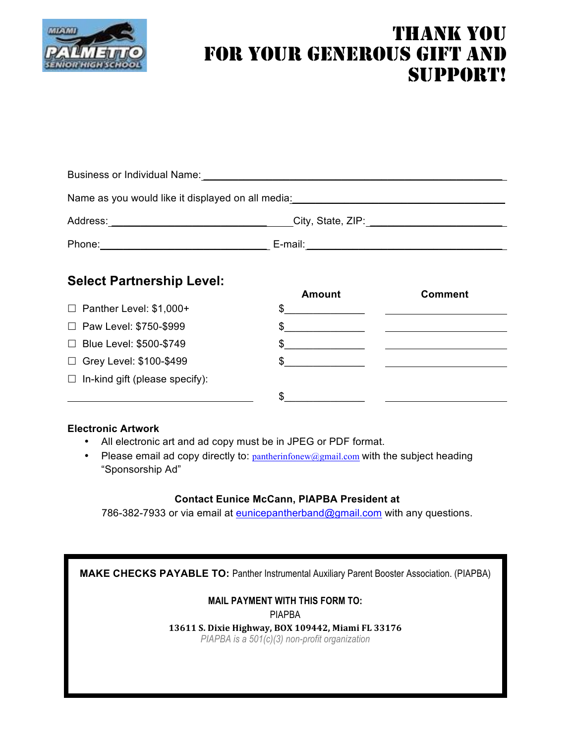# THANK YOU FOR YOUR GENEROUS GIFT AND SUPPORT!

Business or Individual Name: ___________________________________________

Name as you would like it displayed on all media: ______________________________

Address: ______________________________ City, State, ZIP: ______________________

Phone: ______________________________ E-mail: ________________________________

## Select Partnership Level:

| | Amount | Comment |
|---|---|---|
| ☐ Panther Level: $1,000+ | $______________ | ______________________ |
| ☐ Paw Level: $750-$999 | $______________ | ______________________ |
| ☐ Blue Level: $500-$749 | $______________ | ______________________ |
| ☐ Grey Level: $100-$499 | $______________ | ______________________ |
| ☐ In-kind gift (please specify): | | |
| ______________________________ | $______________ | ______________________ |

**Electronic Artwork**

- All electronic art and ad copy must be in JPEG or PDF format.
- Please email ad copy directly to: pantherinfonew@gmail.com with the subject heading "Sponsorship Ad"

**Contact Eunice McCann, PIAPBA President at**
786-382-7933 or via email at eunicepantherband@gmail.com with any questions.

**MAKE CHECKS PAYABLE TO:** Panther Instrumental Auxiliary Parent Booster Association. (PIAPBA)

**MAIL PAYMENT WITH THIS FORM TO:**
PIAPBA
**13611 S. Dixie Highway, BOX 109442, Miami FL 33176**
*PIAPBA is a 501(c)(3) non-profit organization*